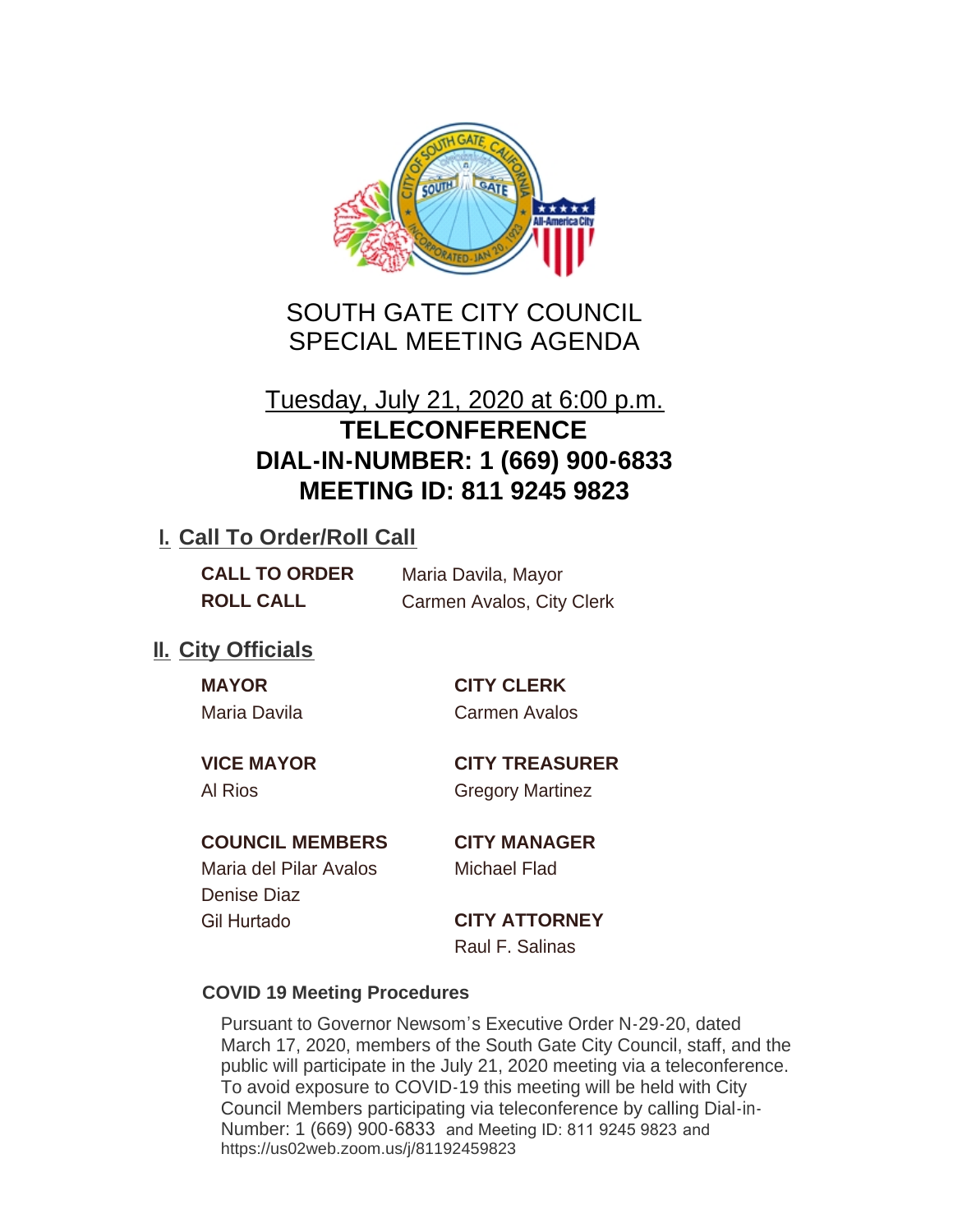# SOUTH GATE CITY COUNCIL
# SPECIAL MEETING AGENDA

Tuesday, July 21, 2020 at 6:00 p.m.

**TELECONFERENCE**
**DIAL-IN-NUMBER: 1 (669) 900-6833**
**MEETING ID: 811 9245 9823**

## I. Call To Order/Roll Call

**CALL TO ORDER** Maria Davila, Mayor

**ROLL CALL** Carmen Avalos, City Clerk

## II. City Officials

**MAYOR**
Maria Davila

**CITY CLERK**
Carmen Avalos

**VICE MAYOR**
Al Rios

**CITY TREASURER**
Gregory Martinez

**COUNCIL MEMBERS**
Maria del Pilar Avalos
Denise Diaz
Gil Hurtado

**CITY MANAGER**
Michael Flad

**CITY ATTORNEY**
Raul F. Salinas

### COVID 19 Meeting Procedures

Pursuant to Governor Newsom's Executive Order N-29-20, dated March 17, 2020, members of the South Gate City Council, staff, and the public will participate in the July 21, 2020 meeting via a teleconference. To avoid exposure to COVID-19 this meeting will be held with City Council Members participating via teleconference by calling Dial-in-Number: 1 (669) 900-6833 and Meeting ID: 811 9245 9823 and https://us02web.zoom.us/j/81192459823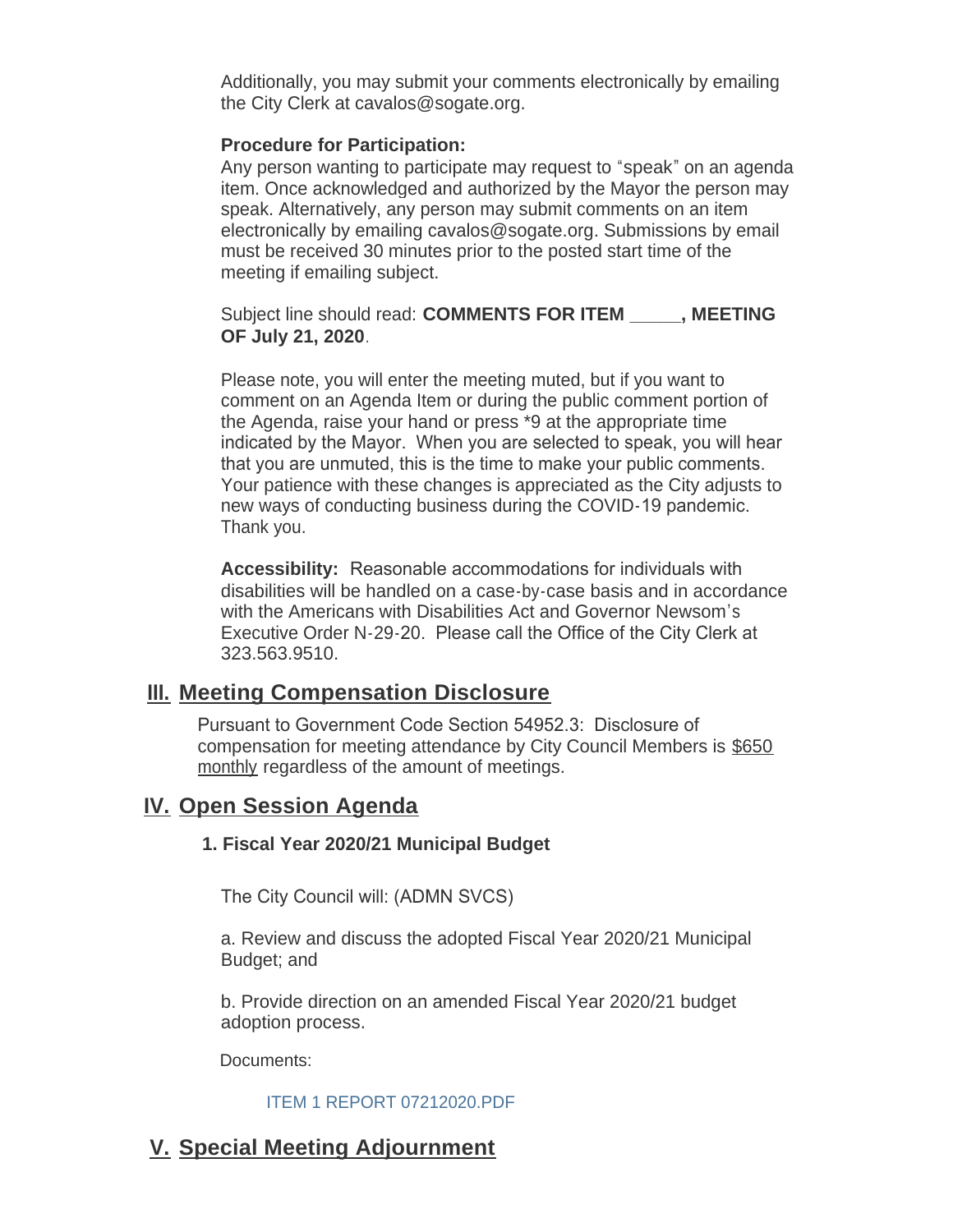Additionally, you may submit your comments electronically by emailing the City Clerk at cavalos@sogate.org.

**Procedure for Participation:**
Any person wanting to participate may request to "speak" on an agenda item. Once acknowledged and authorized by the Mayor the person may speak. Alternatively, any person may submit comments on an item electronically by emailing cavalos@sogate.org. Submissions by email must be received 30 minutes prior to the posted start time of the meeting if emailing subject.

Subject line should read: **COMMENTS FOR ITEM _____, MEETING OF July 21, 2020**.

Please note, you will enter the meeting muted, but if you want to comment on an Agenda Item or during the public comment portion of the Agenda, raise your hand or press *9 at the appropriate time indicated by the Mayor. When you are selected to speak, you will hear that you are unmuted, this is the time to make your public comments. Your patience with these changes is appreciated as the City adjusts to new ways of conducting business during the COVID-19 pandemic. Thank you.

**Accessibility:** Reasonable accommodations for individuals with disabilities will be handled on a case-by-case basis and in accordance with the Americans with Disabilities Act and Governor Newsom's Executive Order N-29-20. Please call the Office of the City Clerk at 323.563.9510.

## III. Meeting Compensation Disclosure

Pursuant to Government Code Section 54952.3: Disclosure of compensation for meeting attendance by City Council Members is $650 monthly regardless of the amount of meetings.

## IV. Open Session Agenda

### 1. Fiscal Year 2020/21 Municipal Budget

The City Council will: (ADMN SVCS)

a. Review and discuss the adopted Fiscal Year 2020/21 Municipal Budget; and

b. Provide direction on an amended Fiscal Year 2020/21 budget adoption process.

Documents:

ITEM 1 REPORT 07212020.PDF

## V. Special Meeting Adjournment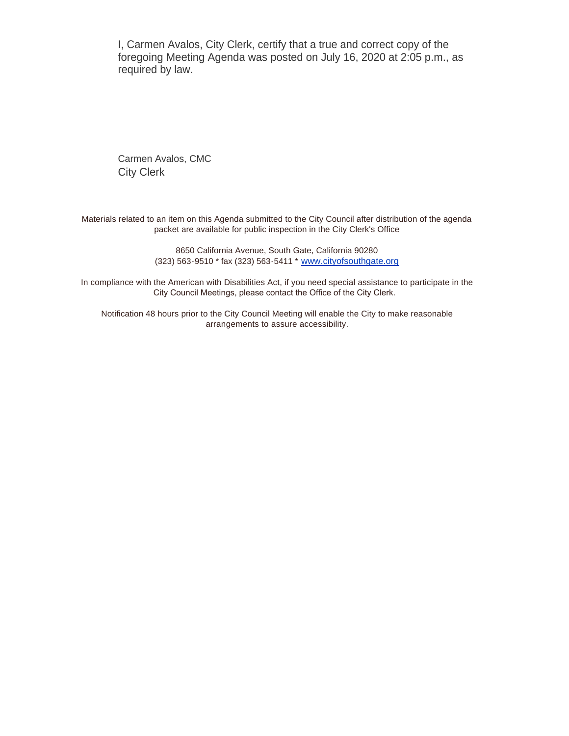I, Carmen Avalos, City Clerk, certify that a true and correct copy of the foregoing Meeting Agenda was posted on July 16, 2020 at 2:05 p.m., as required by law.

Carmen Avalos, CMC
City Clerk

Materials related to an item on this Agenda submitted to the City Council after distribution of the agenda packet are available for public inspection in the City Clerk's Office

8650 California Avenue, South Gate, California 90280
(323) 563-9510 * fax (323) 563-5411 * [www.cityofsouthgate.org](http://www.cityofsouthgate.org)

In compliance with the American with Disabilities Act, if you need special assistance to participate in the City Council Meetings, please contact the Office of the City Clerk.

Notification 48 hours prior to the City Council Meeting will enable the City to make reasonable arrangements to assure accessibility.